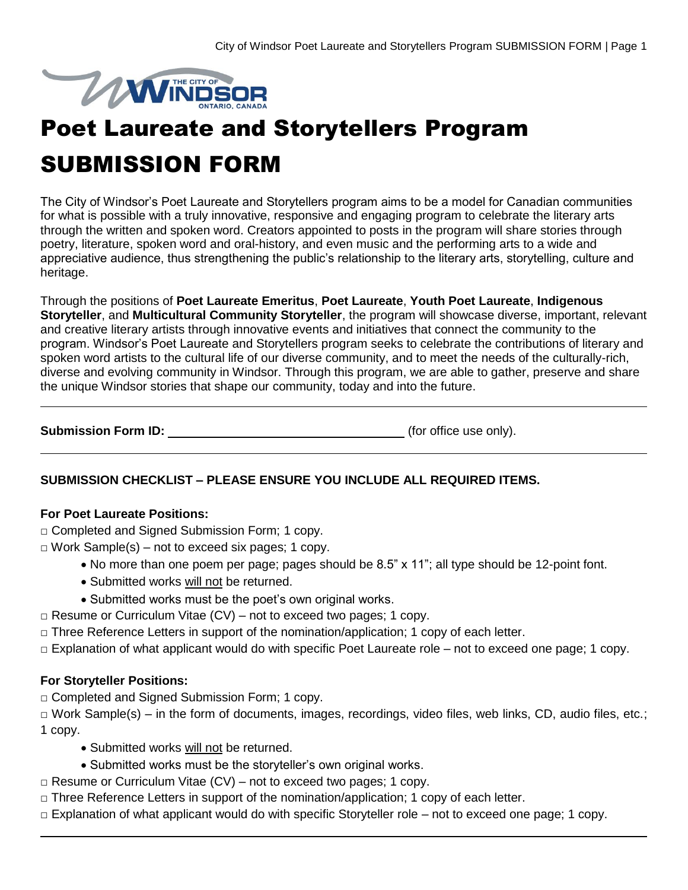# Poet Laureate and Storytellers Program

# SUBMISSION FORM

The City of Windsor's Poet Laureate and Storytellers program aims to be a model for Canadian communities for what is possible with a truly innovative, responsive and engaging program to celebrate the literary arts through the written and spoken word. Creators appointed to posts in the program will share stories through poetry, literature, spoken word and oral-history, and even music and the performing arts to a wide and appreciative audience, thus strengthening the public's relationship to the literary arts, storytelling, culture and heritage.

Through the positions of **Poet Laureate Emeritus**, **Poet Laureate**, **Youth Poet Laureate**, **Indigenous Storyteller**, and **Multicultural Community Storyteller**, the program will showcase diverse, important, relevant and creative literary artists through innovative events and initiatives that connect the community to the program. Windsor's Poet Laureate and Storytellers program seeks to celebrate the contributions of literary and spoken word artists to the cultural life of our diverse community, and to meet the needs of the culturally-rich, diverse and evolving community in Windsor. Through this program, we are able to gather, preserve and share the unique Windsor stories that shape our community, today and into the future.

---

**Submission Form ID:** ______________________________ (for office use only).

---

**SUBMISSION CHECKLIST – PLEASE ENSURE YOU INCLUDE ALL REQUIRED ITEMS.**

**For Poet Laureate Positions:**

□ Completed and Signed Submission Form; 1 copy.

□ Work Sample(s) – not to exceed six pages; 1 copy.

- No more than one poem per page; pages should be 8.5" x 11"; all type should be 12-point font.
- Submitted works will not be returned.
- Submitted works must be the poet's own original works.

□ Resume or Curriculum Vitae (CV) – not to exceed two pages; 1 copy.

□ Three Reference Letters in support of the nomination/application; 1 copy of each letter.

□ Explanation of what applicant would do with specific Poet Laureate role – not to exceed one page; 1 copy.

**For Storyteller Positions:**

□ Completed and Signed Submission Form; 1 copy.

□ Work Sample(s) – in the form of documents, images, recordings, video files, web links, CD, audio files, etc.; 1 copy.

- Submitted works will not be returned.
- Submitted works must be the storyteller's own original works.

□ Resume or Curriculum Vitae (CV) – not to exceed two pages; 1 copy.

□ Three Reference Letters in support of the nomination/application; 1 copy of each letter.

□ Explanation of what applicant would do with specific Storyteller role – not to exceed one page; 1 copy.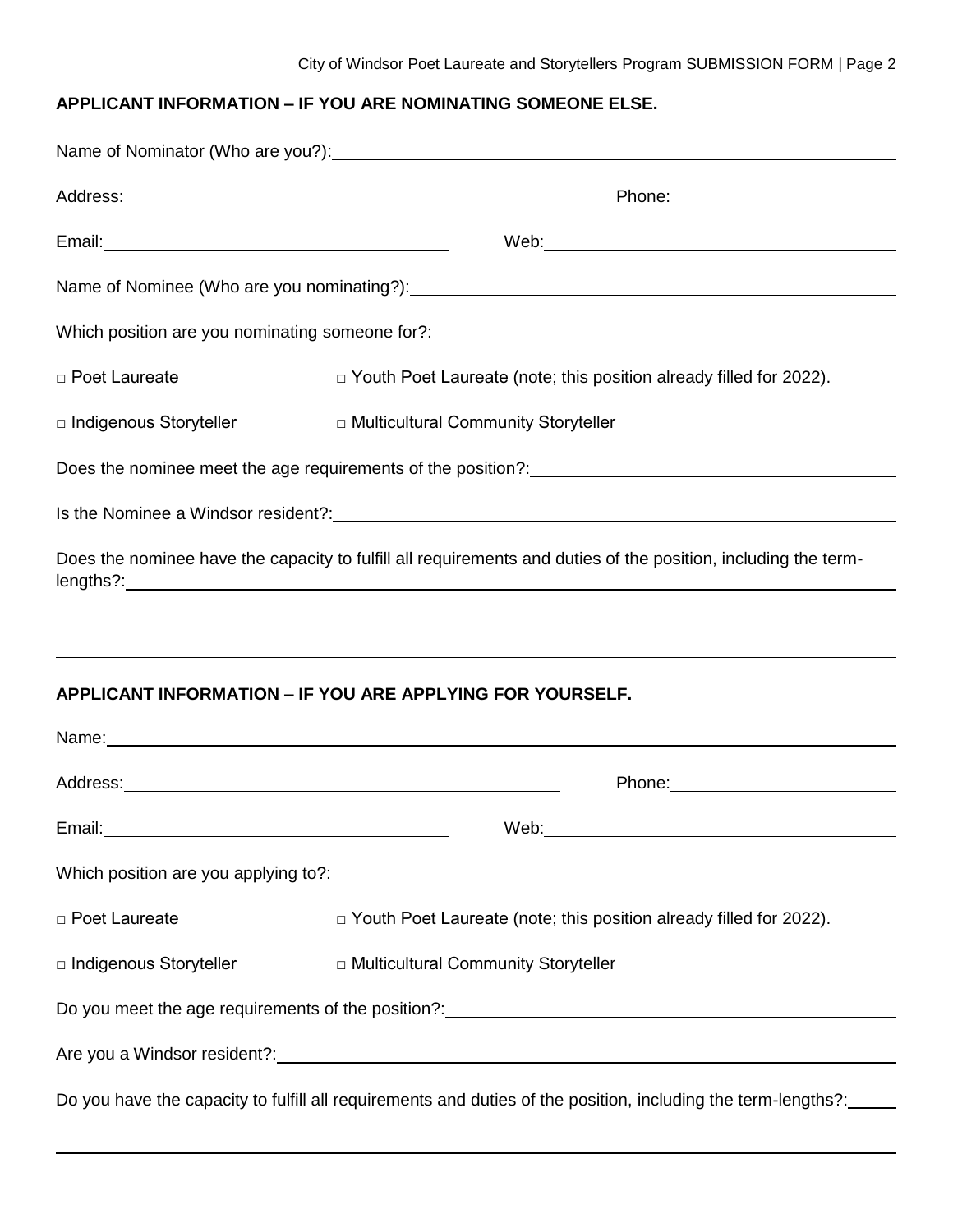## APPLICANT INFORMATION – IF YOU ARE NOMINATING SOMEONE ELSE.

Name of Nominator (Who are you?): ______________________________

Address: ______________________________ Phone: ______________________________

Email: ______________________________ Web: ______________________________

Name of Nominee (Who are you nominating?): ______________________________

Which position are you nominating someone for?:

□ Poet Laureate □ Youth Poet Laureate (note; this position already filled for 2022).

□ Indigenous Storyteller □ Multicultural Community Storyteller

Does the nominee meet the age requirements of the position?: ______________________________

Is the Nominee a Windsor resident?: ______________________________

Does the nominee have the capacity to fulfill all requirements and duties of the position, including the term-lengths?: ______________________________

______________________________

## APPLICANT INFORMATION – IF YOU ARE APPLYING FOR YOURSELF.

Name: ______________________________

Address: ______________________________ Phone: ______________________________

Email: ______________________________ Web: ______________________________

Which position are you applying to?:

□ Poet Laureate □ Youth Poet Laureate (note; this position already filled for 2022).

□ Indigenous Storyteller □ Multicultural Community Storyteller

Do you meet the age requirements of the position?: ______________________________

Are you a Windsor resident?: ______________________________

Do you have the capacity to fulfill all requirements and duties of the position, including the term-lengths?: ______

______________________________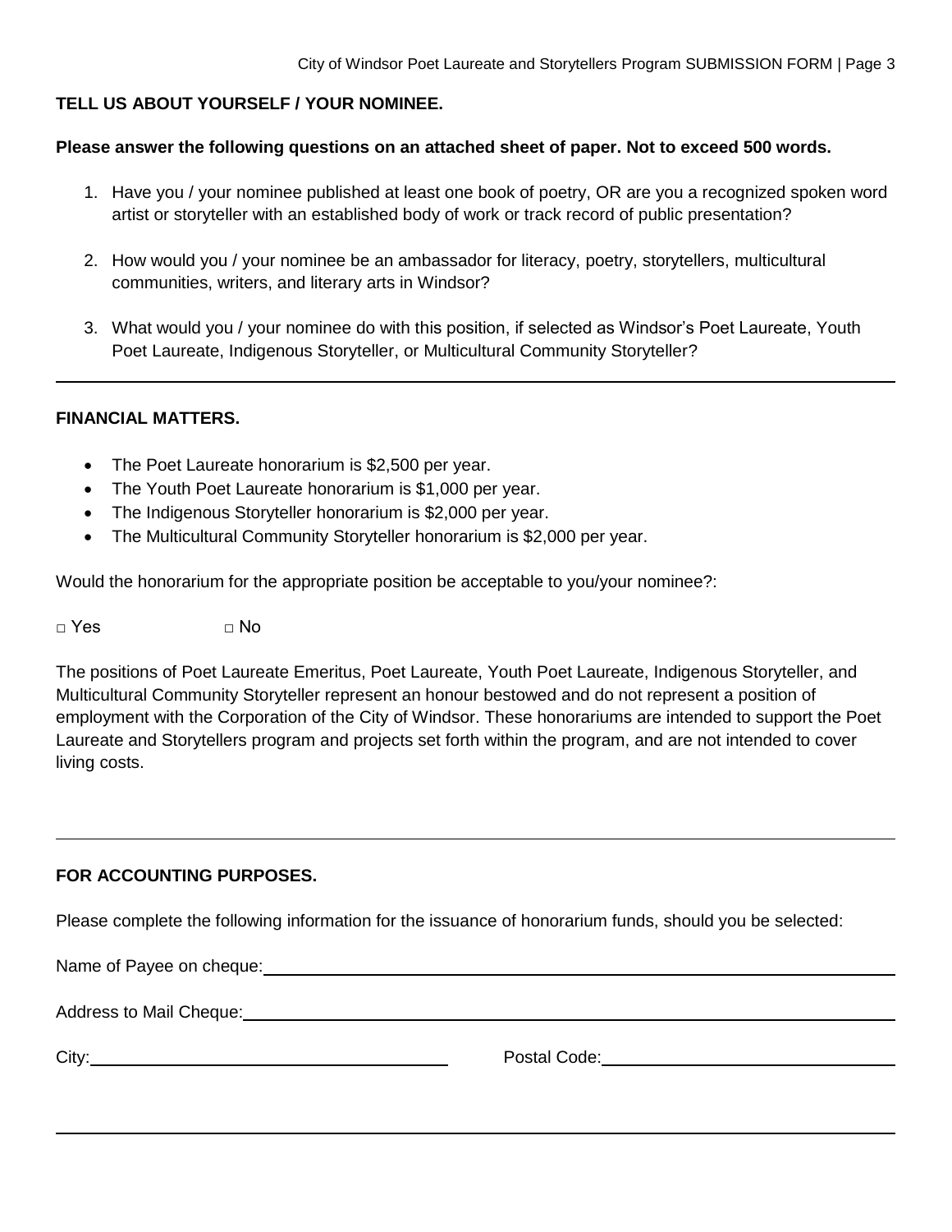**TELL US ABOUT YOURSELF / YOUR NOMINEE.**

**Please answer the following questions on an attached sheet of paper. Not to exceed 500 words.**

1. Have you / your nominee published at least one book of poetry, OR are you a recognized spoken word artist or storyteller with an established body of work or track record of public presentation?
2. How would you / your nominee be an ambassador for literacy, poetry, storytellers, multicultural communities, writers, and literary arts in Windsor?
3. What would you / your nominee do with this position, if selected as Windsor's Poet Laureate, Youth Poet Laureate, Indigenous Storyteller, or Multicultural Community Storyteller?

---

**FINANCIAL MATTERS.**

- The Poet Laureate honorarium is $2,500 per year.
- The Youth Poet Laureate honorarium is $1,000 per year.
- The Indigenous Storyteller honorarium is $2,000 per year.
- The Multicultural Community Storyteller honorarium is $2,000 per year.

Would the honorarium for the appropriate position be acceptable to you/your nominee?:

□ Yes □ No

The positions of Poet Laureate Emeritus, Poet Laureate, Youth Poet Laureate, Indigenous Storyteller, and Multicultural Community Storyteller represent an honour bestowed and do not represent a position of employment with the Corporation of the City of Windsor. These honorariums are intended to support the Poet Laureate and Storytellers program and projects set forth within the program, and are not intended to cover living costs.

---

**FOR ACCOUNTING PURPOSES.**

Please complete the following information for the issuance of honorarium funds, should you be selected:

Name of Payee on cheque: ______________________________

Address to Mail Cheque: ______________________________

City: ____________________ Postal Code: ____________________

---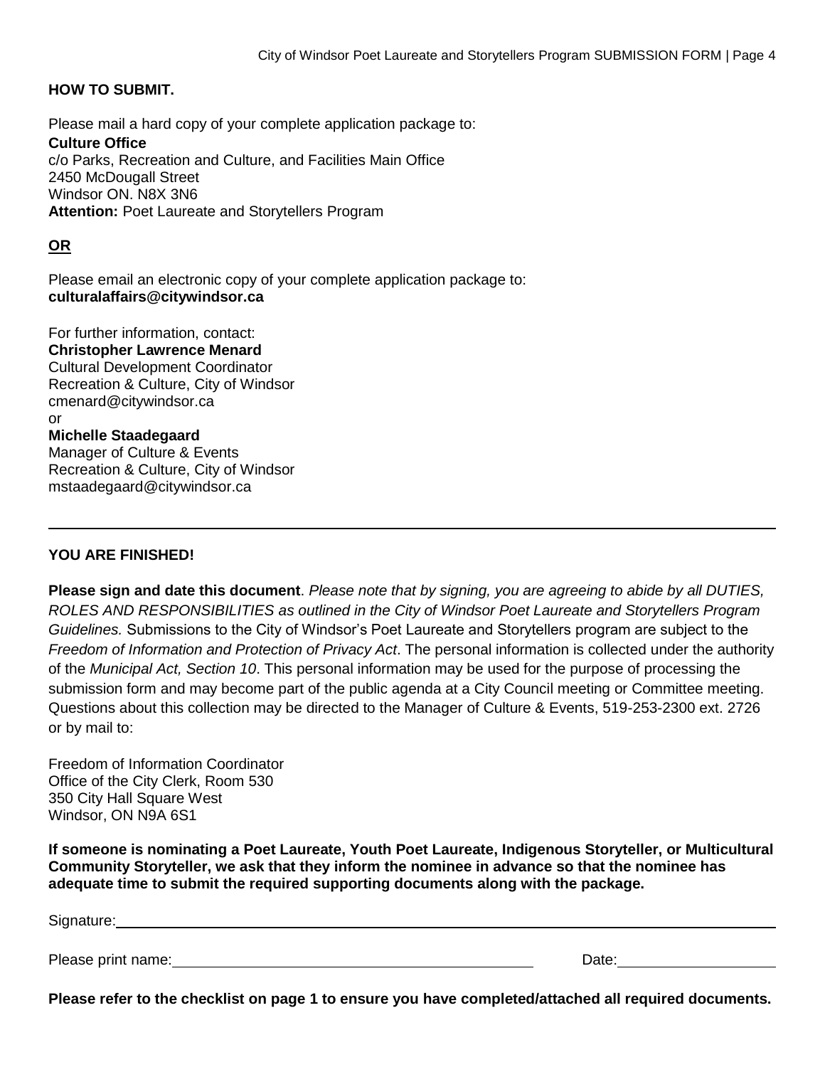## HOW TO SUBMIT.

Please mail a hard copy of your complete application package to:
**Culture Office**
c/o Parks, Recreation and Culture, and Facilities Main Office
2450 McDougall Street
Windsor ON. N8X 3N6
**Attention:** Poet Laureate and Storytellers Program

**OR**

Please email an electronic copy of your complete application package to:
**culturalaffairs@citywindsor.ca**

For further information, contact:
**Christopher Lawrence Menard**
Cultural Development Coordinator
Recreation & Culture, City of Windsor
cmenard@citywindsor.ca
or
**Michelle Staadegaard**
Manager of Culture & Events
Recreation & Culture, City of Windsor
mstaadegaard@citywindsor.ca

---

## YOU ARE FINISHED!

**Please sign and date this document**. *Please note that by signing, you are agreeing to abide by all DUTIES, ROLES AND RESPONSIBILITIES as outlined in the City of Windsor Poet Laureate and Storytellers Program Guidelines.* Submissions to the City of Windsor's Poet Laureate and Storytellers program are subject to the *Freedom of Information and Protection of Privacy Act*. The personal information is collected under the authority of the *Municipal Act, Section 10*. This personal information may be used for the purpose of processing the submission form and may become part of the public agenda at a City Council meeting or Committee meeting. Questions about this collection may be directed to the Manager of Culture & Events, 519-253-2300 ext. 2726 or by mail to:

Freedom of Information Coordinator
Office of the City Clerk, Room 530
350 City Hall Square West
Windsor, ON N9A 6S1

**If someone is nominating a Poet Laureate, Youth Poet Laureate, Indigenous Storyteller, or Multicultural Community Storyteller, we ask that they inform the nominee in advance so that the nominee has adequate time to submit the required supporting documents along with the package.**

Signature: ______________________________________________

Please print name: ______________________________ Date: ______________

**Please refer to the checklist on page 1 to ensure you have completed/attached all required documents.**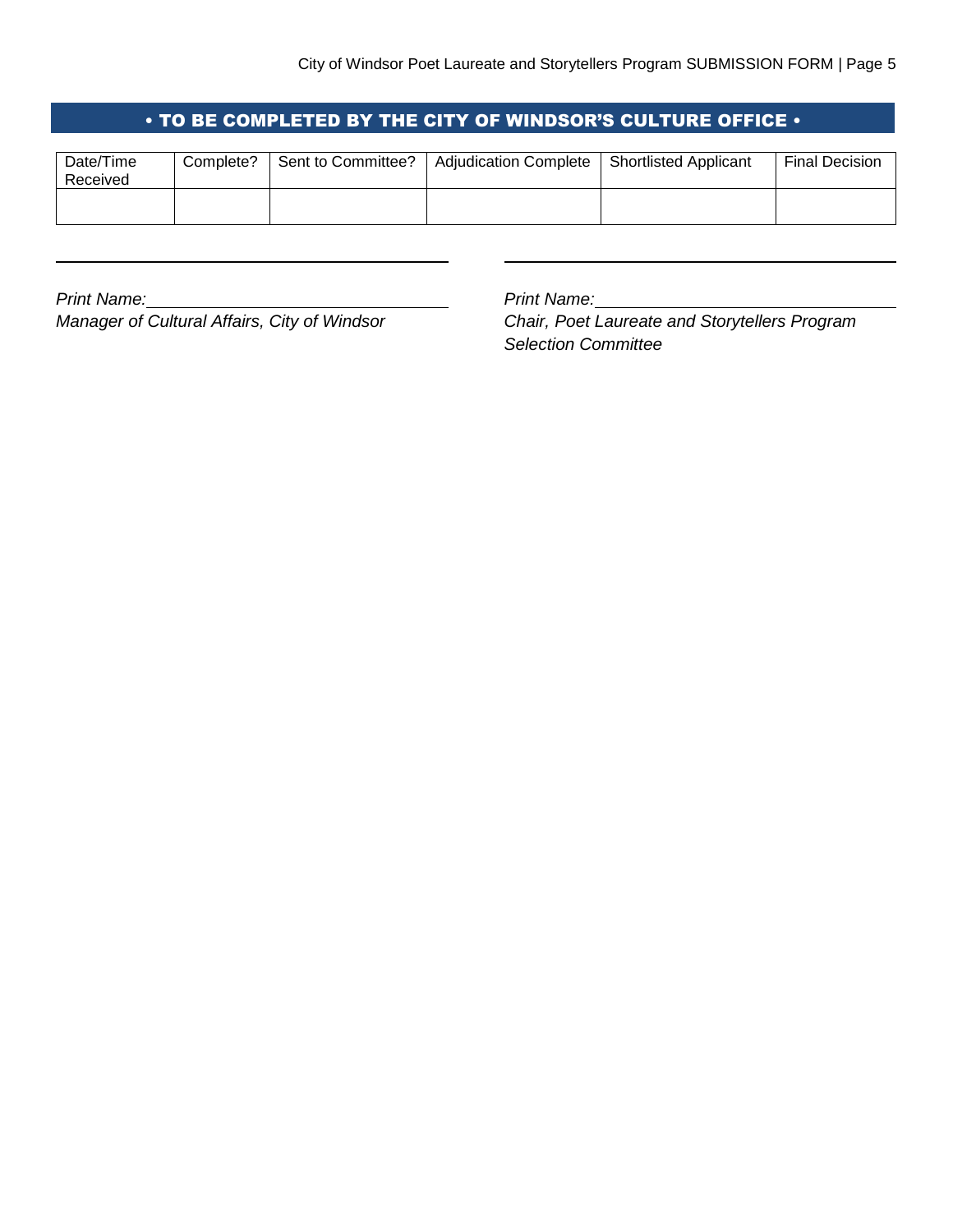## • TO BE COMPLETED BY THE CITY OF WINDSOR'S CULTURE OFFICE •

| Date/Time Received | Complete? | Sent to Committee? | Adjudication Complete | Shortlisted Applicant | Final Decision |
|---|---|---|---|---|---|
| | | | | | |

_______________________________________

*Print Name:* _______________________________

*Manager of Cultural Affairs, City of Windsor*

_______________________________________

*Print Name:* _______________________________

*Chair, Poet Laureate and Storytellers Program Selection Committee*